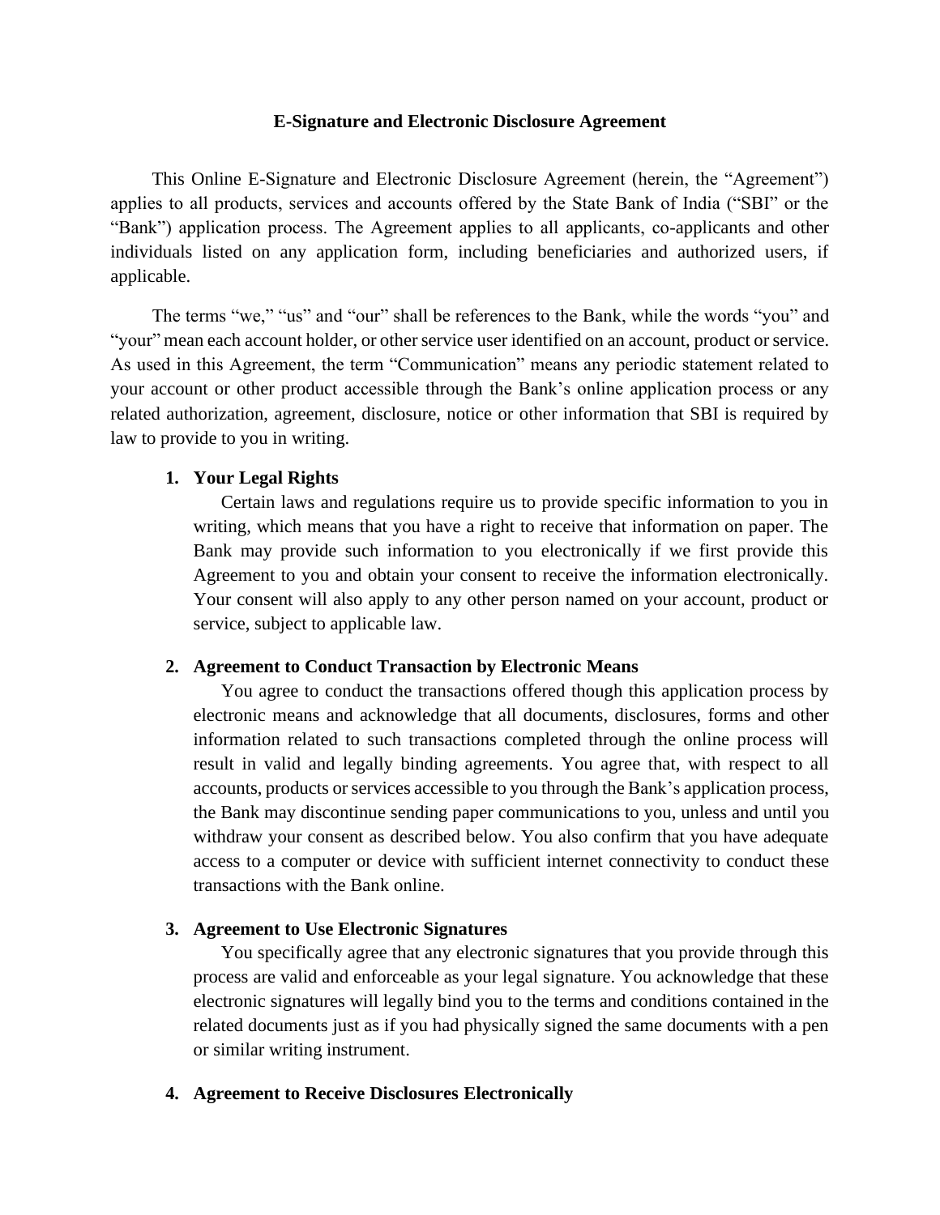**E-Signature and Electronic Disclosure Agreement**

This Online E-Signature and Electronic Disclosure Agreement (herein, the "Agreement") applies to all products, services and accounts offered by the State Bank of India ("SBI" or the "Bank") application process. The Agreement applies to all applicants, co-applicants and other individuals listed on any application form, including beneficiaries and authorized users, if applicable.

The terms "we," "us" and "our" shall be references to the Bank, while the words "you" and "your" mean each account holder, or other service user identified on an account, product or service. As used in this Agreement, the term "Communication" means any periodic statement related to your account or other product accessible through the Bank's online application process or any related authorization, agreement, disclosure, notice or other information that SBI is required by law to provide to you in writing.

1. **Your Legal Rights**

   Certain laws and regulations require us to provide specific information to you in writing, which means that you have a right to receive that information on paper. The Bank may provide such information to you electronically if we first provide this Agreement to you and obtain your consent to receive the information electronically. Your consent will also apply to any other person named on your account, product or service, subject to applicable law.

2. **Agreement to Conduct Transaction by Electronic Means**

   You agree to conduct the transactions offered though this application process by electronic means and acknowledge that all documents, disclosures, forms and other information related to such transactions completed through the online process will result in valid and legally binding agreements. You agree that, with respect to all accounts, products or services accessible to you through the Bank's application process, the Bank may discontinue sending paper communications to you, unless and until you withdraw your consent as described below. You also confirm that you have adequate access to a computer or device with sufficient internet connectivity to conduct these transactions with the Bank online.

3. **Agreement to Use Electronic Signatures**

   You specifically agree that any electronic signatures that you provide through this process are valid and enforceable as your legal signature. You acknowledge that these electronic signatures will legally bind you to the terms and conditions contained in the related documents just as if you had physically signed the same documents with a pen or similar writing instrument.

4. **Agreement to Receive Disclosures Electronically**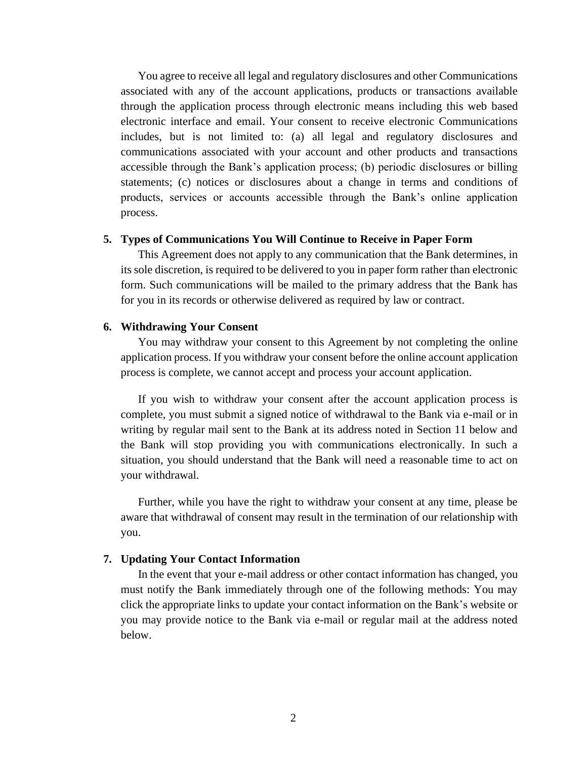You agree to receive all legal and regulatory disclosures and other Communications associated with any of the account applications, products or transactions available through the application process through electronic means including this web based electronic interface and email. Your consent to receive electronic Communications includes, but is not limited to: (a) all legal and regulatory disclosures and communications associated with your account and other products and transactions accessible through the Bank's application process; (b) periodic disclosures or billing statements; (c) notices or disclosures about a change in terms and conditions of products, services or accounts accessible through the Bank's online application process.

**5. Types of Communications You Will Continue to Receive in Paper Form**

This Agreement does not apply to any communication that the Bank determines, in its sole discretion, is required to be delivered to you in paper form rather than electronic form. Such communications will be mailed to the primary address that the Bank has for you in its records or otherwise delivered as required by law or contract.

**6. Withdrawing Your Consent**

You may withdraw your consent to this Agreement by not completing the online application process. If you withdraw your consent before the online account application process is complete, we cannot accept and process your account application.

If you wish to withdraw your consent after the account application process is complete, you must submit a signed notice of withdrawal to the Bank via e-mail or in writing by regular mail sent to the Bank at its address noted in Section 11 below and the Bank will stop providing you with communications electronically. In such a situation, you should understand that the Bank will need a reasonable time to act on your withdrawal.

Further, while you have the right to withdraw your consent at any time, please be aware that withdrawal of consent may result in the termination of our relationship with you.

**7. Updating Your Contact Information**

In the event that your e-mail address or other contact information has changed, you must notify the Bank immediately through one of the following methods: You may click the appropriate links to update your contact information on the Bank's website or you may provide notice to the Bank via e-mail or regular mail at the address noted below.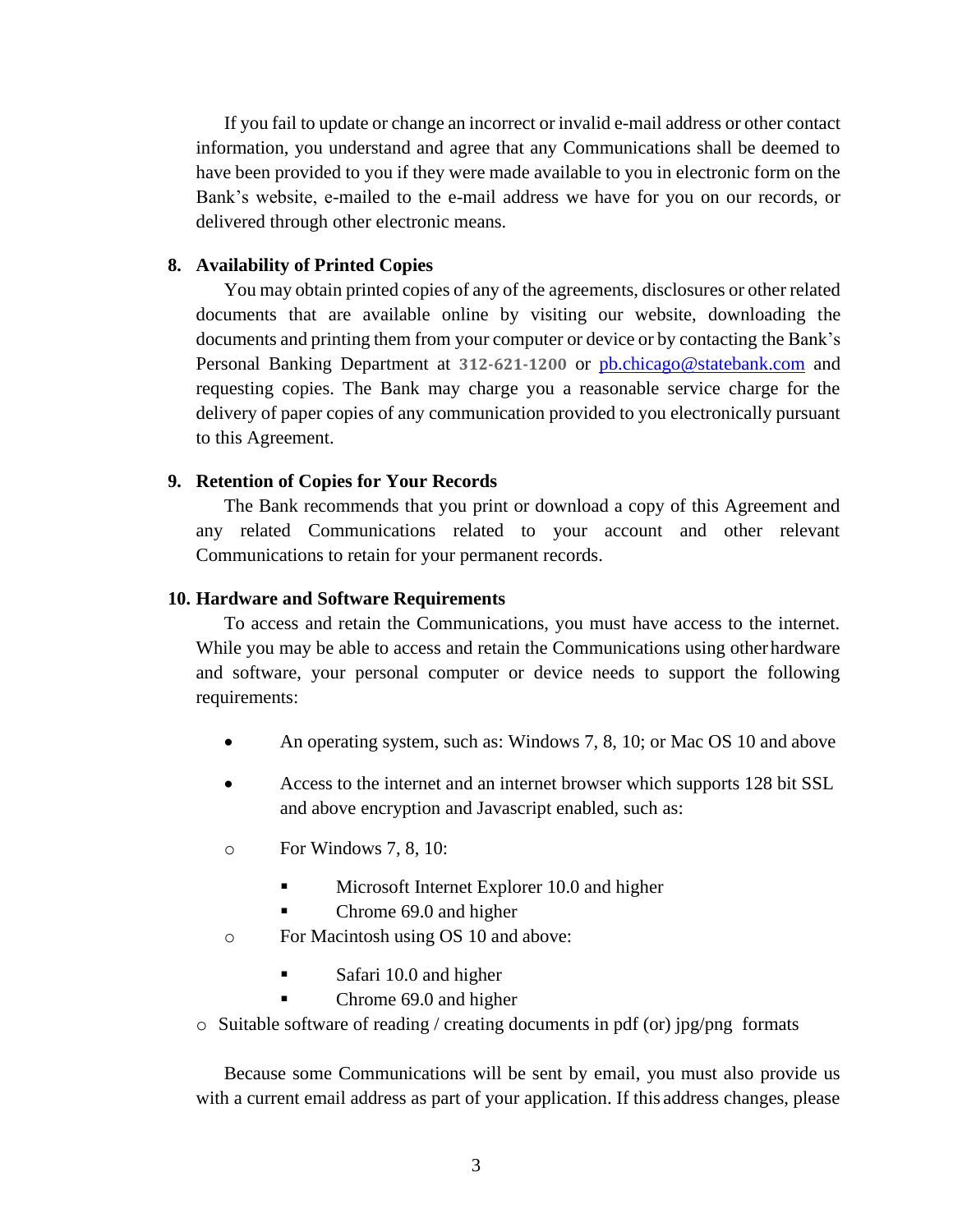If you fail to update or change an incorrect or invalid e-mail address or other contact information, you understand and agree that any Communications shall be deemed to have been provided to you if they were made available to you in electronic form on the Bank's website, e-mailed to the e-mail address we have for you on our records, or delivered through other electronic means.

**8. Availability of Printed Copies**

You may obtain printed copies of any of the agreements, disclosures or other related documents that are available online by visiting our website, downloading the documents and printing them from your computer or device or by contacting the Bank's Personal Banking Department at **312-621-1200** or [pb.chicago@statebank.com](mailto:pb.chicago@statebank.com) and requesting copies. The Bank may charge you a reasonable service charge for the delivery of paper copies of any communication provided to you electronically pursuant to this Agreement.

**9. Retention of Copies for Your Records**

The Bank recommends that you print or download a copy of this Agreement and any related Communications related to your account and other relevant Communications to retain for your permanent records.

**10. Hardware and Software Requirements**

To access and retain the Communications, you must have access to the internet. While you may be able to access and retain the Communications using other hardware and software, your personal computer or device needs to support the following requirements:

- An operating system, such as: Windows 7, 8, 10; or Mac OS 10 and above
- Access to the internet and an internet browser which supports 128 bit SSL and above encryption and Javascript enabled, such as:
  - For Windows 7, 8, 10:
    - Microsoft Internet Explorer 10.0 and higher
    - Chrome 69.0 and higher
  - For Macintosh using OS 10 and above:
    - Safari 10.0 and higher
    - Chrome 69.0 and higher
  - Suitable software of reading / creating documents in pdf (or) jpg/png formats

Because some Communications will be sent by email, you must also provide us with a current email address as part of your application. If this address changes, please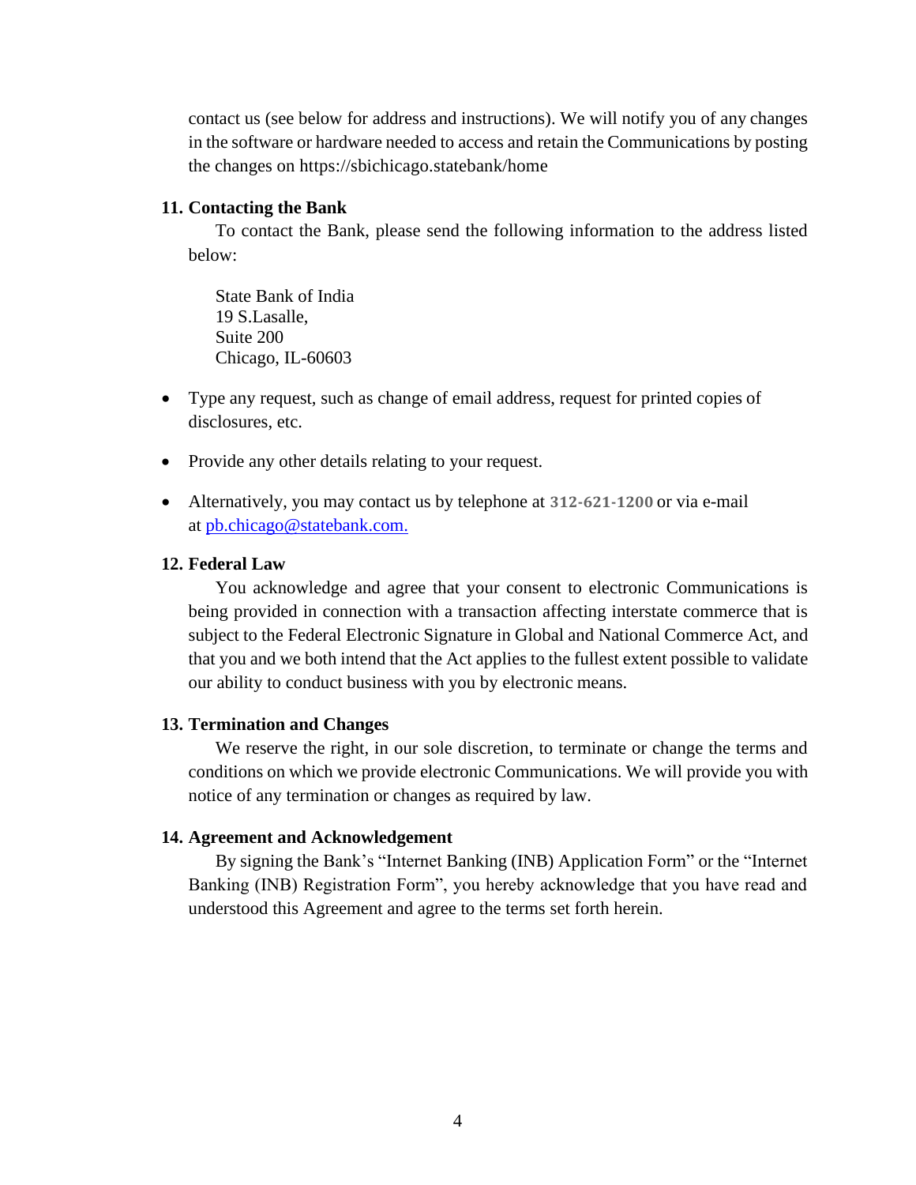contact us (see below for address and instructions). We will notify you of any changes in the software or hardware needed to access and retain the Communications by posting the changes on https://sbichicago.statebank/home

**11. Contacting the Bank**

To contact the Bank, please send the following information to the address listed below:

State Bank of India
19 S.Lasalle,
Suite 200
Chicago, IL-60603

- Type any request, such as change of email address, request for printed copies of disclosures, etc.
- Provide any other details relating to your request.
- Alternatively, you may contact us by telephone at **312-621-1200** or via e-mail at pb.chicago@statebank.com.

**12. Federal Law**

You acknowledge and agree that your consent to electronic Communications is being provided in connection with a transaction affecting interstate commerce that is subject to the Federal Electronic Signature in Global and National Commerce Act, and that you and we both intend that the Act applies to the fullest extent possible to validate our ability to conduct business with you by electronic means.

**13. Termination and Changes**

We reserve the right, in our sole discretion, to terminate or change the terms and conditions on which we provide electronic Communications. We will provide you with notice of any termination or changes as required by law.

**14. Agreement and Acknowledgement**

By signing the Bank's "Internet Banking (INB) Application Form" or the "Internet Banking (INB) Registration Form", you hereby acknowledge that you have read and understood this Agreement and agree to the terms set forth herein.